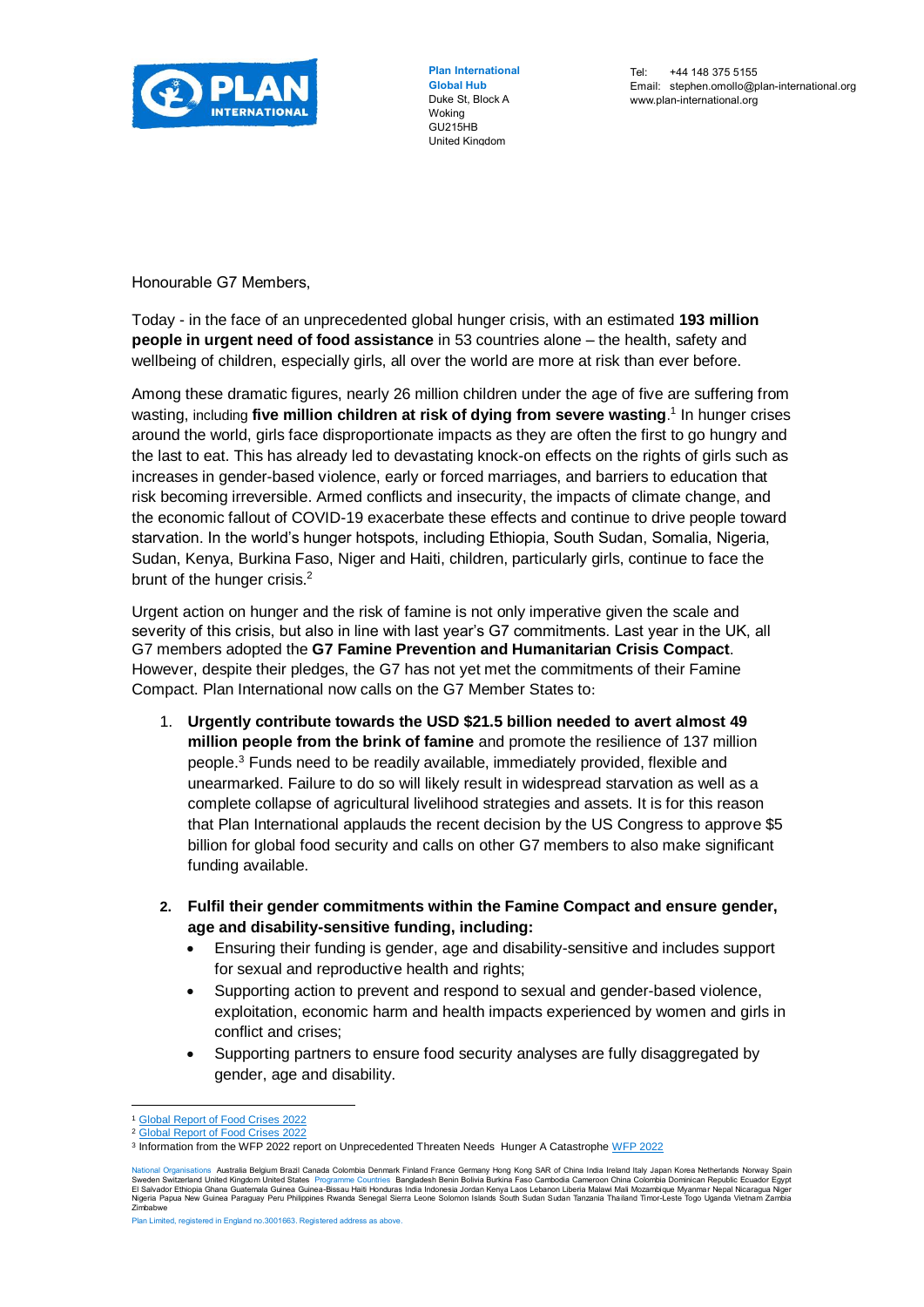**Plan International Global Hub**
Duke St, Block A
Woking
GU215HB
United Kingdom

Tel: +44 148 375 5155
Email: stephen.omollo@plan-international.org
www.plan-international.org

Honourable G7 Members,

Today - in the face of an unprecedented global hunger crisis, with an estimated **193 million people in urgent need of food assistance** in 53 countries alone – the health, safety and wellbeing of children, especially girls, all over the world are more at risk than ever before.

Among these dramatic figures, nearly 26 million children under the age of five are suffering from wasting, including **five million children at risk of dying from severe wasting**.[1] In hunger crises around the world, girls face disproportionate impacts as they are often the first to go hungry and the last to eat. This has already led to devastating knock-on effects on the rights of girls such as increases in gender-based violence, early or forced marriages, and barriers to education that risk becoming irreversible. Armed conflicts and insecurity, the impacts of climate change, and the economic fallout of COVID-19 exacerbate these effects and continue to drive people toward starvation. In the world's hunger hotspots, including Ethiopia, South Sudan, Somalia, Nigeria, Sudan, Kenya, Burkina Faso, Niger and Haiti, children, particularly girls, continue to face the brunt of the hunger crisis.[2]

Urgent action on hunger and the risk of famine is not only imperative given the scale and severity of this crisis, but also in line with last year's G7 commitments. Last year in the UK, all G7 members adopted the **G7 Famine Prevention and Humanitarian Crisis Compact**. However, despite their pledges, the G7 has not yet met the commitments of their Famine Compact. Plan International now calls on the G7 Member States to:

1. **Urgently contribute towards the USD $21.5 billion needed to avert almost 49 million people from the brink of famine** and promote the resilience of 137 million people.[3] Funds need to be readily available, immediately provided, flexible and unearmarked. Failure to do so will likely result in widespread starvation as well as a complete collapse of agricultural livelihood strategies and assets. It is for this reason that Plan International applauds the recent decision by the US Congress to approve $5 billion for global food security and calls on other G7 members to also make significant funding available.

2. **Fulfil their gender commitments within the Famine Compact and ensure gender, age and disability-sensitive funding, including:**
   - Ensuring their funding is gender, age and disability-sensitive and includes support for sexual and reproductive health and rights;
   - Supporting action to prevent and respond to sexual and gender-based violence, exploitation, economic harm and health impacts experienced by women and girls in conflict and crises;
   - Supporting partners to ensure food security analyses are fully disaggregated by gender, age and disability.

---

[1] Global Report of Food Crises 2022
[2] Global Report of Food Crises 2022
[3] Information from the WFP 2022 report on Unprecedented Threaten Needs Hunger A Catastrophe WFP 2022

National Organisations Australia Belgium Brazil Canada Colombia Denmark Finland France Germany Hong Kong SAR of China India Ireland Italy Japan Korea Netherlands Norway Spain Sweden Switzerland United Kingdom United States Programme Countries Bangladesh Benin Bolivia Burkina Faso Cambodia Cameroon China Colombia Dominican Republic Ecuador Egypt El Salvador Ethiopia Ghana Guatemala Guinea Guinea-Bissau Haiti Honduras India Indonesia Jordan Kenya Laos Lebanon Liberia Malawi Mali Mozambique Myanmar Nepal Nicaragua Niger Nigeria Papua New Guinea Paraguay Peru Philippines Rwanda Senegal Sierra Leone Solomon Islands South Sudan Sudan Tanzania Thailand Timor-Leste Togo Uganda Vietnam Zambia Zimbabwe

Plan Limited, registered in England no.3001663. Registered address as above.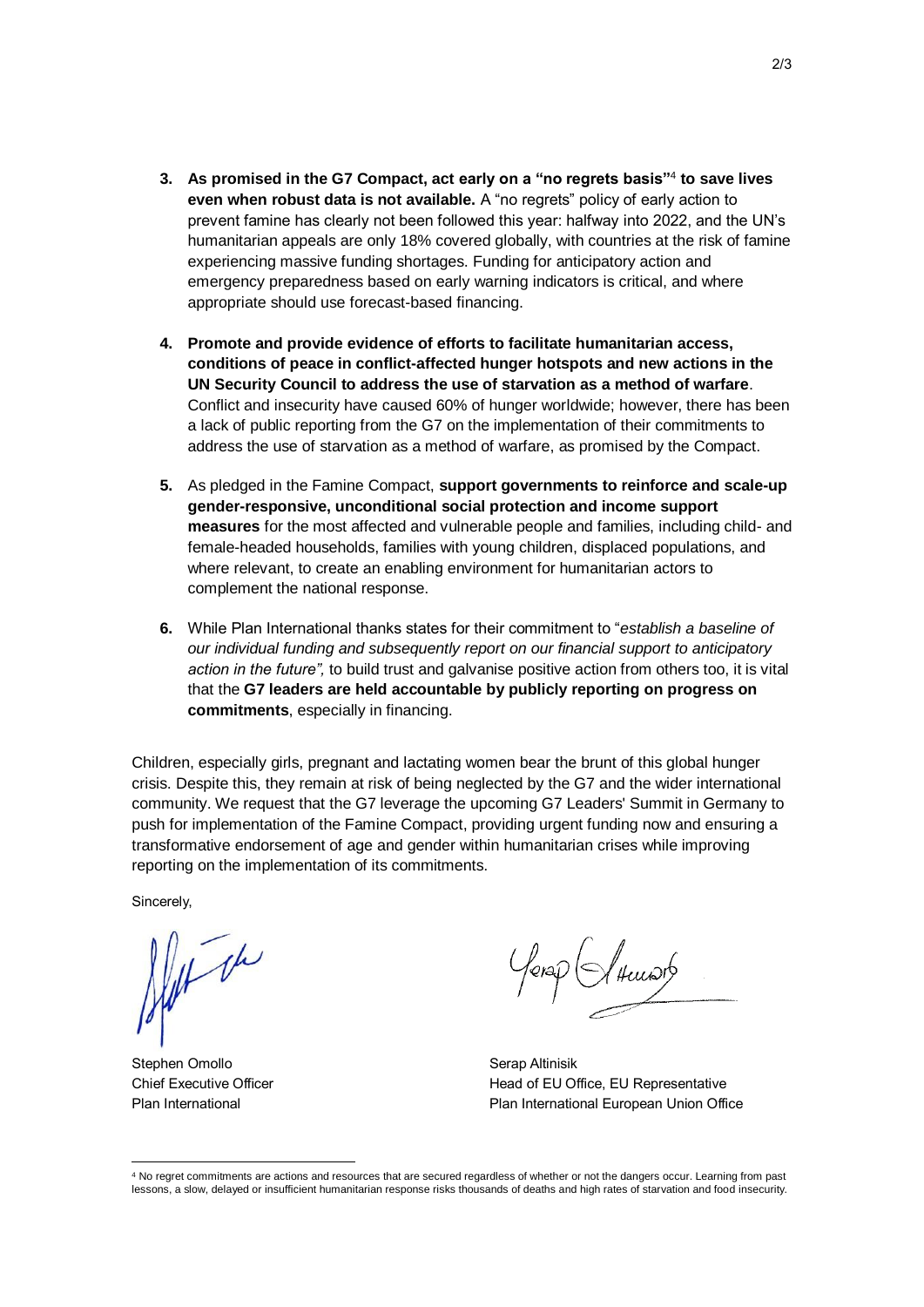3. **As promised in the G7 Compact, act early on a "no regrets basis"[4] to save lives even when robust data is not available.** A "no regrets" policy of early action to prevent famine has clearly not been followed this year: halfway into 2022, and the UN's humanitarian appeals are only 18% covered globally, with countries at the risk of famine experiencing massive funding shortages. Funding for anticipatory action and emergency preparedness based on early warning indicators is critical, and where appropriate should use forecast-based financing.

4. **Promote and provide evidence of efforts to facilitate humanitarian access, conditions of peace in conflict-affected hunger hotspots and new actions in the UN Security Council to address the use of starvation as a method of warfare**. Conflict and insecurity have caused 60% of hunger worldwide; however, there has been a lack of public reporting from the G7 on the implementation of their commitments to address the use of starvation as a method of warfare, as promised by the Compact.

5. As pledged in the Famine Compact, **support governments to reinforce and scale-up gender-responsive, unconditional social protection and income support measures** for the most affected and vulnerable people and families, including child- and female-headed households, families with young children, displaced populations, and where relevant, to create an enabling environment for humanitarian actors to complement the national response.

6. While Plan International thanks states for their commitment to "*establish a baseline of our individual funding and subsequently report on our financial support to anticipatory action in the future",* to build trust and galvanise positive action from others too, it is vital that the **G7 leaders are held accountable by publicly reporting on progress on commitments**, especially in financing.

Children, especially girls, pregnant and lactating women bear the brunt of this global hunger crisis. Despite this, they remain at risk of being neglected by the G7 and the wider international community. We request that the G7 leverage the upcoming G7 Leaders' Summit in Germany to push for implementation of the Famine Compact, providing urgent funding now and ensuring a transformative endorsement of age and gender within humanitarian crises while improving reporting on the implementation of its commitments.

Sincerely,

Stephen Omollo
Chief Executive Officer
Plan International

Serap Altinisik
Head of EU Office, EU Representative
Plan International European Union Office

---

[4] No regret commitments are actions and resources that are secured regardless of whether or not the dangers occur. Learning from past lessons, a slow, delayed or insufficient humanitarian response risks thousands of deaths and high rates of starvation and food insecurity.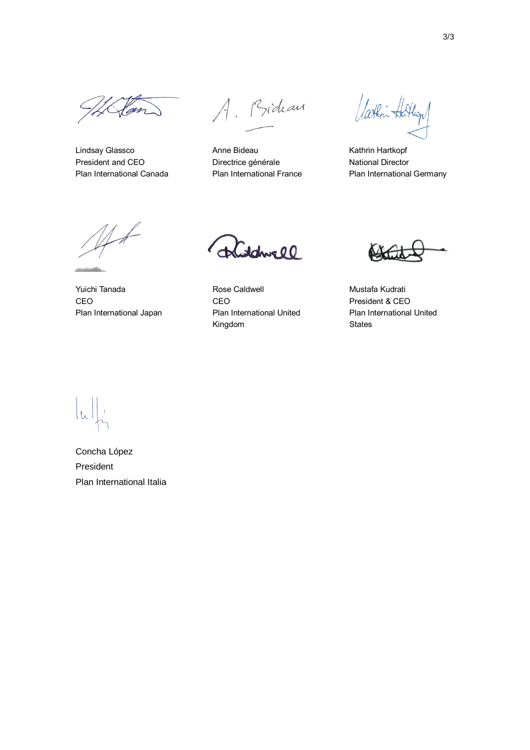Lindsay Glassco
President and CEO
Plan International Canada

Anne Bideau
Directrice générale
Plan International France

Kathrin Hartkopf
National Director
Plan International Germany

Yuichi Tanada
CEO
Plan International Japan

Rose Caldwell
CEO
Plan International United Kingdom

Mustafa Kudrati
President & CEO
Plan International United States

Concha López
President
Plan International Italia